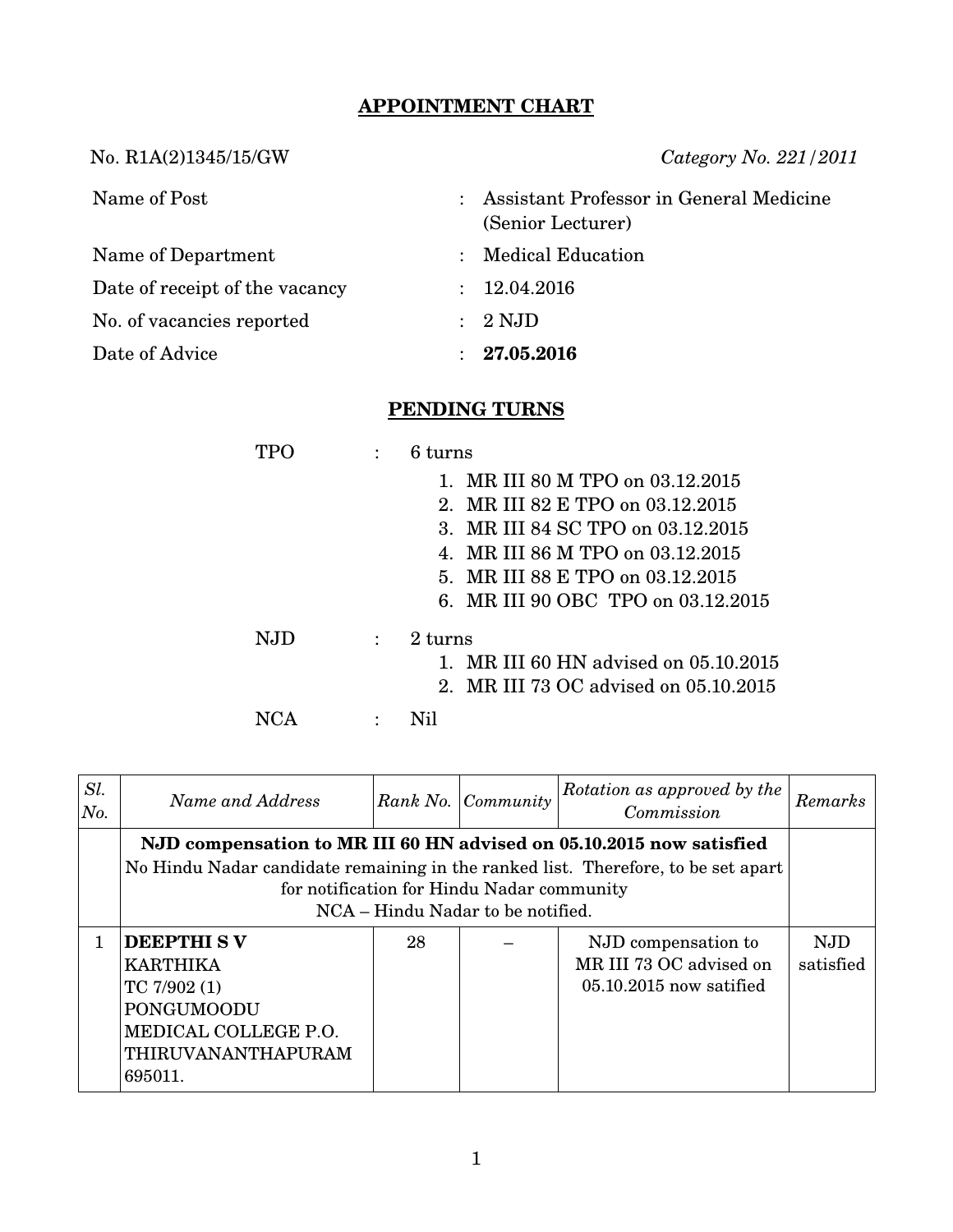# APPOINTMENT CHART

No. R1A(2)1345/15/GW *Category No. 221/2011*

| | | |
|---|---|---|
| Name of Post | : | Assistant Professor in General Medicine (Senior Lecturer) |
| Name of Department | : | Medical Education |
| Date of receipt of the vacancy | : | 12.04.2016 |
| No. of vacancies reported | : | 2 NJD |
| Date of Advice | : | **27.05.2016** |

## PENDING TURNS

TPO : 6 turns

1. MR III 80 M TPO on 03.12.2015
2. MR III 82 E TPO on 03.12.2015
3. MR III 84 SC TPO on 03.12.2015
4. MR III 86 M TPO on 03.12.2015
5. MR III 88 E TPO on 03.12.2015
6. MR III 90 OBC TPO on 03.12.2015

NJD : 2 turns

1. MR III 60 HN advised on 05.10.2015
2. MR III 73 OC advised on 05.10.2015

NCA : Nil

| *Sl. No.* | *Name and Address* | *Rank No.* | *Community* | *Rotation as approved by the Commission* | *Remarks* |
|---|---|---|---|---|---|
| | **NJD compensation to MR III 60 HN advised on 05.10.2015 now satisfied** No Hindu Nadar candidate remaining in the ranked list. Therefore, to be set apart for notification for Hindu Nadar community NCA – Hindu Nadar to be notified. | | | | |
| 1 | **DEEPTHI S V** KARTHIKA TC 7/902 (1) PONGUMOODU MEDICAL COLLEGE P.O. THIRUVANANTHAPURAM 695011. | 28 | – | NJD compensation to MR III 73 OC advised on 05.10.2015 now satified | NJD satisfied |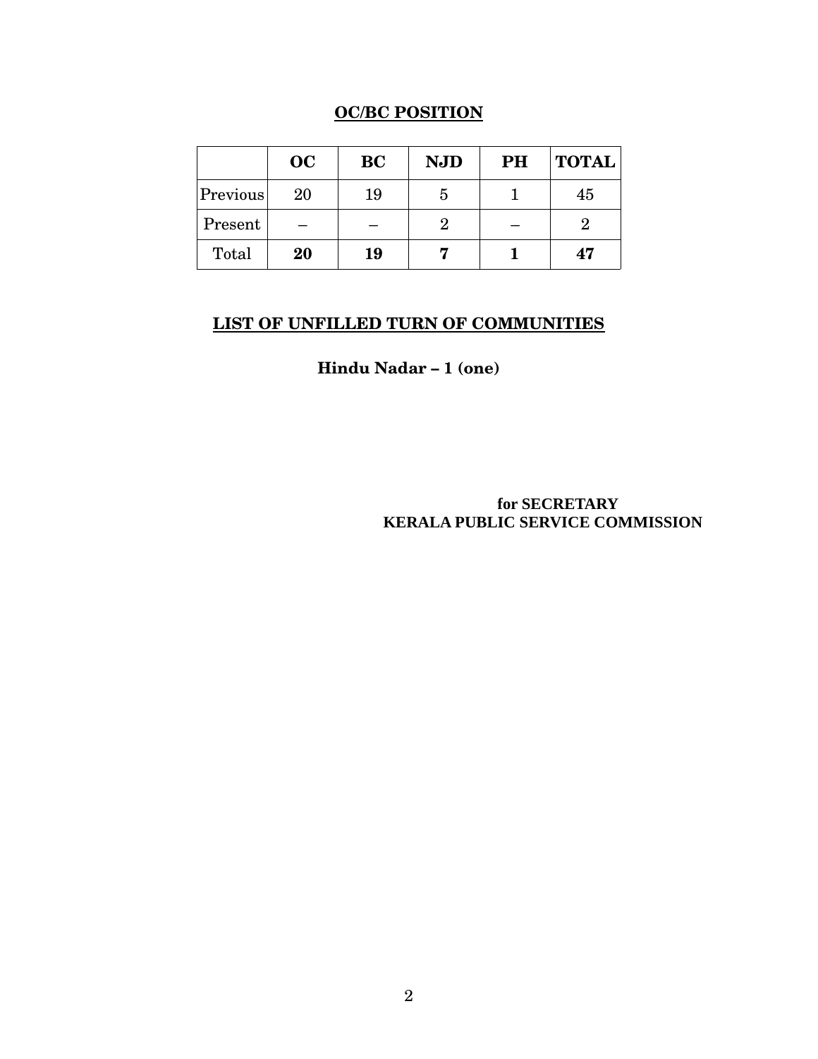## OC/BC POSITION

| | OC | BC | NJD | PH | TOTAL |
|---|---|---|---|---|---|
| Previous | 20 | 19 | 5 | 1 | 45 |
| Present | – | – | 2 | – | 2 |
| Total | **20** | **19** | **7** | **1** | **47** |

## LIST OF UNFILLED TURN OF COMMUNITIES

**Hindu Nadar – 1 (one)**

**for SECRETARY**
**KERALA PUBLIC SERVICE COMMISSION**